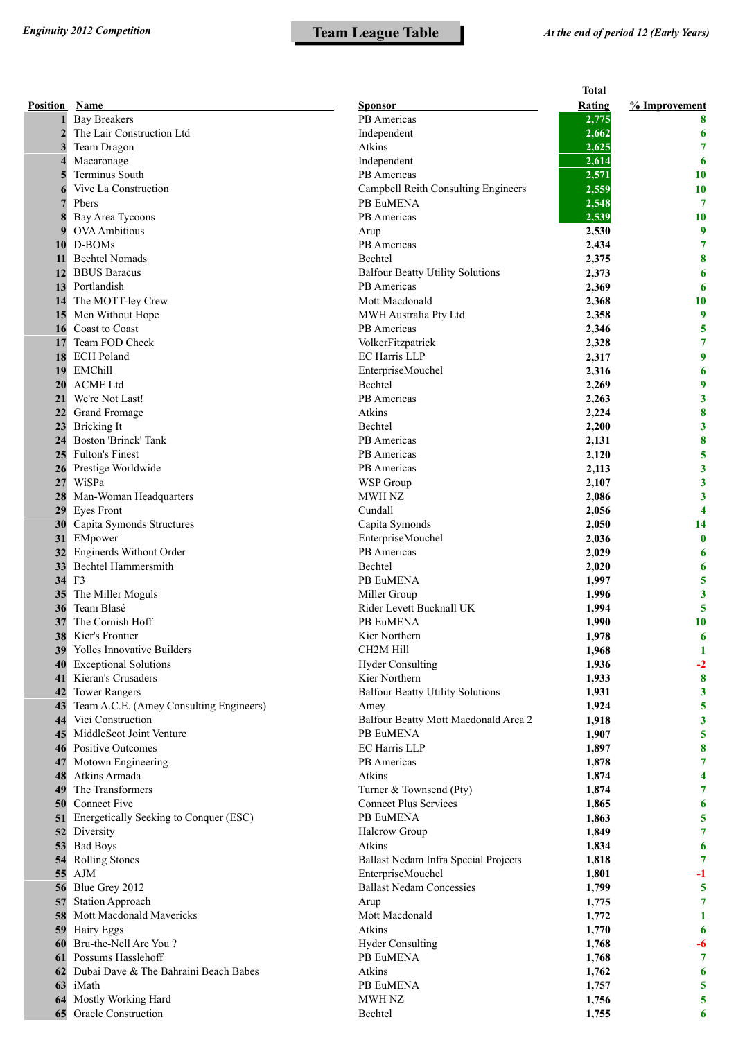*Enginuity 2012 Competition*

# Team League Table

*At the end of period 12 (Early Years)*

| Position | Name | Sponsor | Total Rating | % Improvement |
|---|---|---|---|---|
| 1 | Bay Breakers | PB Americas | 2,775 | 8 |
| 2 | The Lair Construction Ltd | Independent | 2,662 | 6 |
| 3 | Team Dragon | Atkins | 2,625 | 7 |
| 4 | Macaronage | Independent | 2,614 | 6 |
| 5 | Terminus South | PB Americas | 2,571 | 10 |
| 6 | Vive La Construction | Campbell Reith Consulting Engineers | 2,559 | 10 |
| 7 | Pbers | PB EuMENA | 2,548 | 7 |
| 8 | Bay Area Tycoons | PB Americas | 2,539 | 10 |
| 9 | OVA Ambitious | Arup | 2,530 | 9 |
| 10 | D-BOMs | PB Americas | 2,434 | 7 |
| 11 | Bechtel Nomads | Bechtel | 2,375 | 8 |
| 12 | BBUS Baracus | Balfour Beatty Utility Solutions | 2,373 | 6 |
| 13 | Portlandish | PB Americas | 2,369 | 6 |
| 14 | The MOTT-ley Crew | Mott Macdonald | 2,368 | 10 |
| 15 | Men Without Hope | MWH Australia Pty Ltd | 2,358 | 9 |
| 16 | Coast to Coast | PB Americas | 2,346 | 5 |
| 17 | Team FOD Check | VolkerFitzpatrick | 2,328 | 7 |
| 18 | ECH Poland | EC Harris LLP | 2,317 | 9 |
| 19 | EMChill | EnterpriseMouchel | 2,316 | 6 |
| 20 | ACME Ltd | Bechtel | 2,269 | 9 |
| 21 | We're Not Last! | PB Americas | 2,263 | 3 |
| 22 | Grand Fromage | Atkins | 2,224 | 8 |
| 23 | Bricking It | Bechtel | 2,200 | 3 |
| 24 | Boston 'Brinck' Tank | PB Americas | 2,131 | 8 |
| 25 | Fulton's Finest | PB Americas | 2,120 | 5 |
| 26 | Prestige Worldwide | PB Americas | 2,113 | 3 |
| 27 | WiSPa | WSP Group | 2,107 | 3 |
| 28 | Man-Woman Headquarters | MWH NZ | 2,086 | 3 |
| 29 | Eyes Front | Cundall | 2,056 | 4 |
| 30 | Capita Symonds Structures | Capita Symonds | 2,050 | 14 |
| 31 | EMpower | EnterpriseMouchel | 2,036 | 0 |
| 32 | Enginerds Without Order | PB Americas | 2,029 | 6 |
| 33 | Bechtel Hammersmith | Bechtel | 2,020 | 6 |
| 34 | F3 | PB EuMENA | 1,997 | 5 |
| 35 | The Miller Moguls | Miller Group | 1,996 | 3 |
| 36 | Team Blasé | Rider Levett Bucknall UK | 1,994 | 5 |
| 37 | The Cornish Hoff | PB EuMENA | 1,990 | 10 |
| 38 | Kier's Frontier | Kier Northern | 1,978 | 6 |
| 39 | Yolles Innovative Builders | CH2M Hill | 1,968 | 1 |
| 40 | Exceptional Solutions | Hyder Consulting | 1,936 | -2 |
| 41 | Kieran's Crusaders | Kier Northern | 1,933 | 8 |
| 42 | Tower Rangers | Balfour Beatty Utility Solutions | 1,931 | 3 |
| 43 | Team A.C.E. (Amey Consulting Engineers) | Amey | 1,924 | 5 |
| 44 | Vici Construction | Balfour Beatty Mott Macdonald Area 2 | 1,918 | 3 |
| 45 | MiddleScot Joint Venture | PB EuMENA | 1,907 | 5 |
| 46 | Positive Outcomes | EC Harris LLP | 1,897 | 8 |
| 47 | Motown Engineering | PB Americas | 1,878 | 7 |
| 48 | Atkins Armada | Atkins | 1,874 | 4 |
| 49 | The Transformers | Turner & Townsend (Pty) | 1,874 | 7 |
| 50 | Connect Five | Connect Plus Services | 1,865 | 6 |
| 51 | Energetically Seeking to Conquer (ESC) | PB EuMENA | 1,863 | 5 |
| 52 | Diversity | Halcrow Group | 1,849 | 7 |
| 53 | Bad Boys | Atkins | 1,834 | 6 |
| 54 | Rolling Stones | Ballast Nedam Infra Special Projects | 1,818 | 7 |
| 55 | AJM | EnterpriseMouchel | 1,801 | -1 |
| 56 | Blue Grey 2012 | Ballast Nedam Concessies | 1,799 | 5 |
| 57 | Station Approach | Arup | 1,775 | 7 |
| 58 | Mott Macdonald Mavericks | Mott Macdonald | 1,772 | 1 |
| 59 | Hairy Eggs | Atkins | 1,770 | 6 |
| 60 | Bru-the-Nell Are You ? | Hyder Consulting | 1,768 | -6 |
| 61 | Possums Hasslehoff | PB EuMENA | 1,768 | 7 |
| 62 | Dubai Dave & The Bahraini Beach Babes | Atkins | 1,762 | 6 |
| 63 | iMath | PB EuMENA | 1,757 | 5 |
| 64 | Mostly Working Hard | MWH NZ | 1,756 | 5 |
| 65 | Oracle Construction | Bechtel | 1,755 | 6 |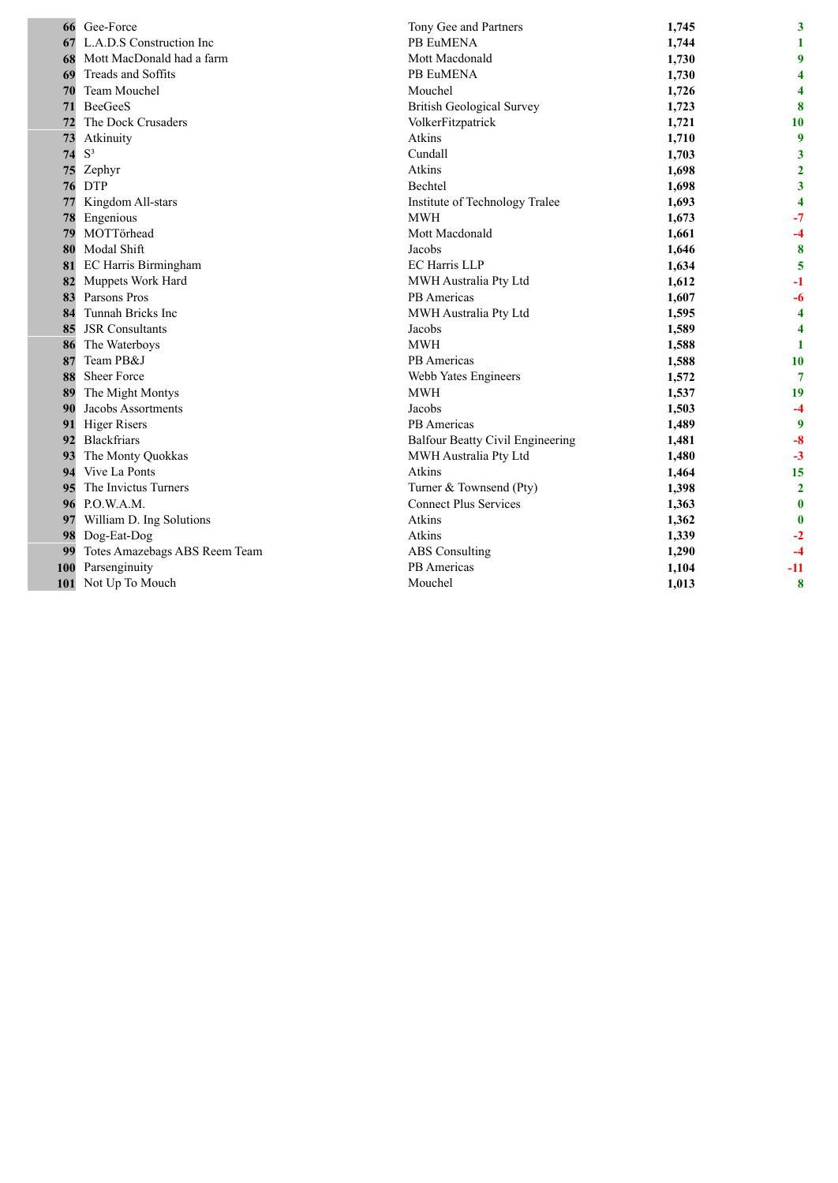| | | | | |
|---|---|---|---|---|
| 66 | Gee-Force | Tony Gee and Partners | 1,745 | 3 |
| 67 | L.A.D.S Construction Inc | PB EuMENA | 1,744 | 1 |
| 68 | Mott MacDonald had a farm | Mott Macdonald | 1,730 | 9 |
| 69 | Treads and Soffits | PB EuMENA | 1,730 | 4 |
| 70 | Team Mouchel | Mouchel | 1,726 | 4 |
| 71 | BeeGeeS | British Geological Survey | 1,723 | 8 |
| 72 | The Dock Crusaders | VolkerFitzpatrick | 1,721 | 10 |
| 73 | Atkinuity | Atkins | 1,710 | 9 |
| 74 | S³ | Cundall | 1,703 | 3 |
| 75 | Zephyr | Atkins | 1,698 | 2 |
| 76 | DTP | Bechtel | 1,698 | 3 |
| 77 | Kingdom All-stars | Institute of Technology Tralee | 1,693 | 4 |
| 78 | Engenious | MWH | 1,673 | -7 |
| 79 | MOTTörhead | Mott Macdonald | 1,661 | -4 |
| 80 | Modal Shift | Jacobs | 1,646 | 8 |
| 81 | EC Harris Birmingham | EC Harris LLP | 1,634 | 5 |
| 82 | Muppets Work Hard | MWH Australia Pty Ltd | 1,612 | -1 |
| 83 | Parsons Pros | PB Americas | 1,607 | -6 |
| 84 | Tunnah Bricks Inc | MWH Australia Pty Ltd | 1,595 | 4 |
| 85 | JSR Consultants | Jacobs | 1,589 | 4 |
| 86 | The Waterboys | MWH | 1,588 | 1 |
| 87 | Team PB&J | PB Americas | 1,588 | 10 |
| 88 | Sheer Force | Webb Yates Engineers | 1,572 | 7 |
| 89 | The Might Montys | MWH | 1,537 | 19 |
| 90 | Jacobs Assortments | Jacobs | 1,503 | -4 |
| 91 | Higer Risers | PB Americas | 1,489 | 9 |
| 92 | Blackfriars | Balfour Beatty Civil Engineering | 1,481 | -8 |
| 93 | The Monty Quokkas | MWH Australia Pty Ltd | 1,480 | -3 |
| 94 | Vive La Ponts | Atkins | 1,464 | 15 |
| 95 | The Invictus Turners | Turner & Townsend (Pty) | 1,398 | 2 |
| 96 | P.O.W.A.M. | Connect Plus Services | 1,363 | 0 |
| 97 | William D. Ing Solutions | Atkins | 1,362 | 0 |
| 98 | Dog-Eat-Dog | Atkins | 1,339 | -2 |
| 99 | Totes Amazebags ABS Reem Team | ABS Consulting | 1,290 | -4 |
| 100 | Parsenginuity | PB Americas | 1,104 | -11 |
| 101 | Not Up To Mouch | Mouchel | 1,013 | 8 |